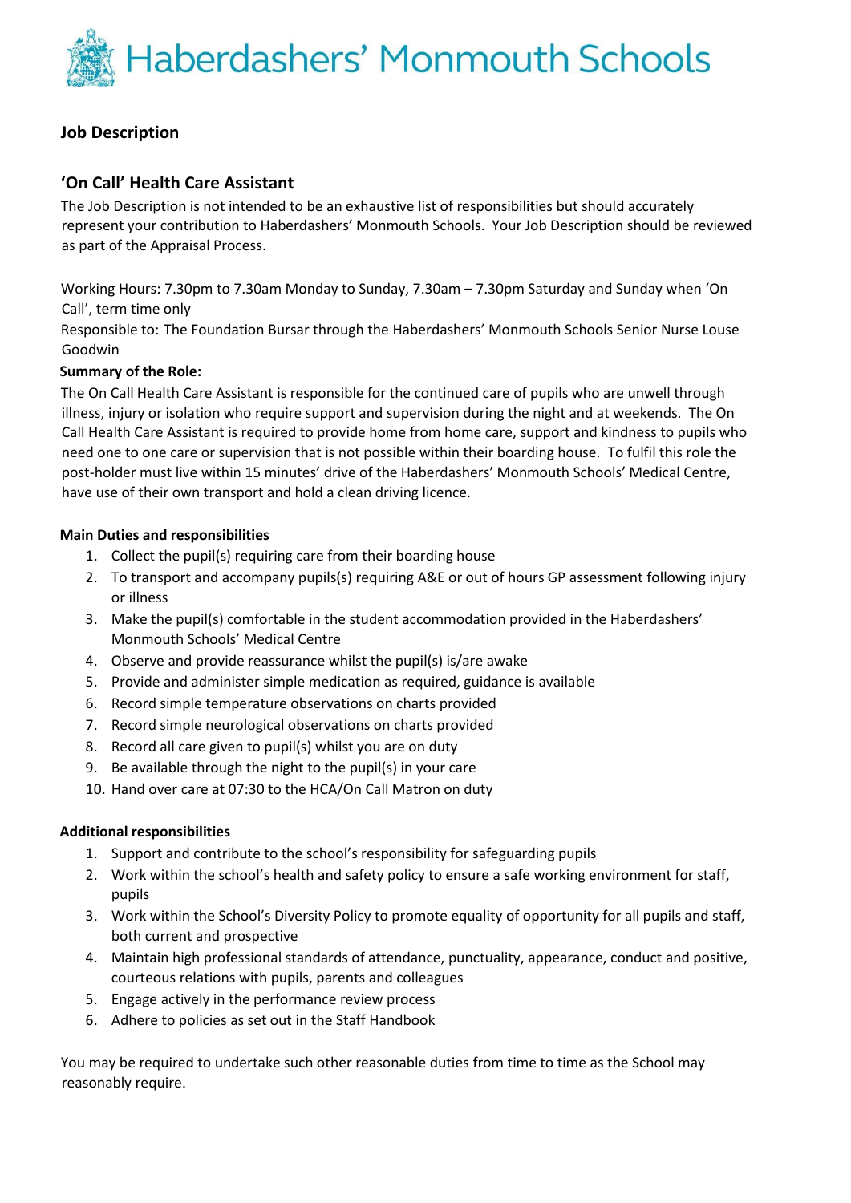# Haberdashers' Monmouth Schools

## Job Description

## 'On Call' Health Care Assistant

The Job Description is not intended to be an exhaustive list of responsibilities but should accurately represent your contribution to Haberdashers' Monmouth Schools. Your Job Description should be reviewed as part of the Appraisal Process.

Working Hours: 7.30pm to 7.30am Monday to Sunday, 7.30am – 7.30pm Saturday and Sunday when 'On Call', term time only

Responsible to: The Foundation Bursar through the Haberdashers' Monmouth Schools Senior Nurse Louse Goodwin

**Summary of the Role:**

The On Call Health Care Assistant is responsible for the continued care of pupils who are unwell through illness, injury or isolation who require support and supervision during the night and at weekends. The On Call Health Care Assistant is required to provide home from home care, support and kindness to pupils who need one to one care or supervision that is not possible within their boarding house. To fulfil this role the post-holder must live within 15 minutes' drive of the Haberdashers' Monmouth Schools' Medical Centre, have use of their own transport and hold a clean driving licence.

**Main Duties and responsibilities**

1. Collect the pupil(s) requiring care from their boarding house
2. To transport and accompany pupils(s) requiring A&E or out of hours GP assessment following injury or illness
3. Make the pupil(s) comfortable in the student accommodation provided in the Haberdashers' Monmouth Schools' Medical Centre
4. Observe and provide reassurance whilst the pupil(s) is/are awake
5. Provide and administer simple medication as required, guidance is available
6. Record simple temperature observations on charts provided
7. Record simple neurological observations on charts provided
8. Record all care given to pupil(s) whilst you are on duty
9. Be available through the night to the pupil(s) in your care
10. Hand over care at 07:30 to the HCA/On Call Matron on duty

**Additional responsibilities**

1. Support and contribute to the school's responsibility for safeguarding pupils
2. Work within the school's health and safety policy to ensure a safe working environment for staff, pupils
3. Work within the School's Diversity Policy to promote equality of opportunity for all pupils and staff, both current and prospective
4. Maintain high professional standards of attendance, punctuality, appearance, conduct and positive, courteous relations with pupils, parents and colleagues
5. Engage actively in the performance review process
6. Adhere to policies as set out in the Staff Handbook

You may be required to undertake such other reasonable duties from time to time as the School may reasonably require.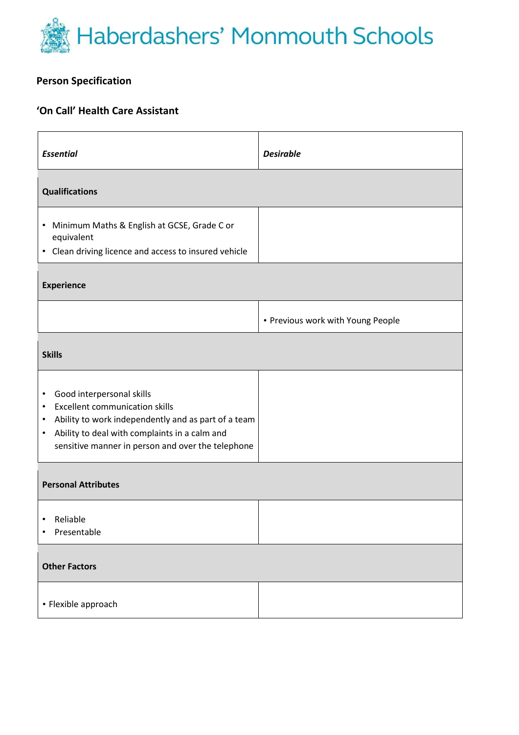# Haberdashers' Monmouth Schools

**Person Specification**

**'On Call' Health Care Assistant**

| ***Essential*** | ***Desirable*** |
|---|---|
| **Qualifications** | |
| • Minimum Maths & English at GCSE, Grade C or equivalent<br>• Clean driving licence and access to insured vehicle | |
| **Experience** | |
| | • Previous work with Young People |
| **Skills** | |
| • Good interpersonal skills<br>• Excellent communication skills<br>• Ability to work independently and as part of a team<br>• Ability to deal with complaints in a calm and sensitive manner in person and over the telephone | |
| **Personal Attributes** | |
| • Reliable<br>• Presentable | |
| **Other Factors** | |
| • Flexible approach | |